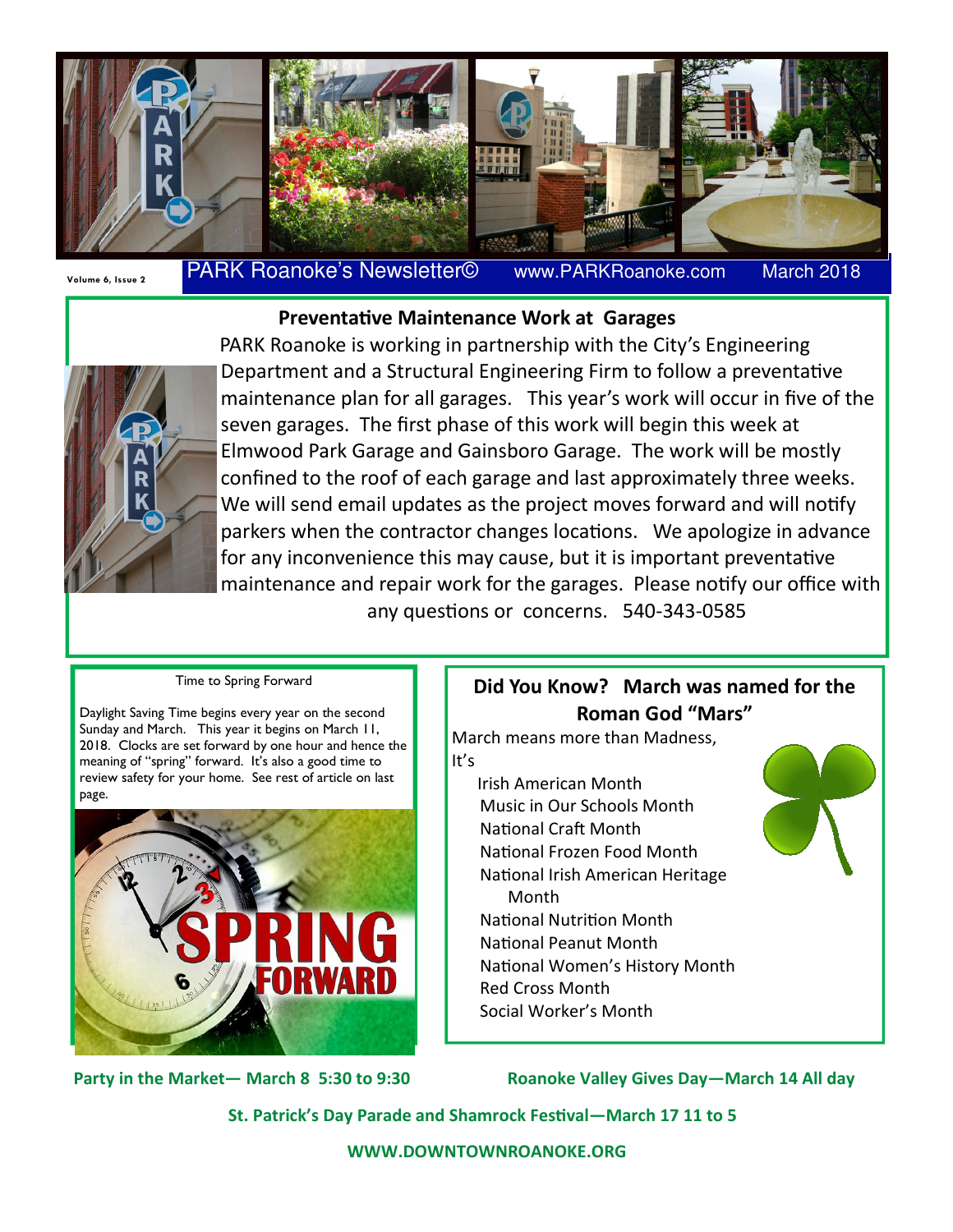Volume 6, Issue 2

PARK Roanoke's Newsletter© www.PARKRoanoke.com March 2018

## Preventative Maintenance Work at Garages

PARK Roanoke is working in partnership with the City's Engineering Department and a Structural Engineering Firm to follow a preventative maintenance plan for all garages. This year's work will occur in five of the seven garages. The first phase of this work will begin this week at Elmwood Park Garage and Gainsboro Garage. The work will be mostly confined to the roof of each garage and last approximately three weeks. We will send email updates as the project moves forward and will notify parkers when the contractor changes locations. We apologize in advance for any inconvenience this may cause, but it is important preventative maintenance and repair work for the garages. Please notify our office with any questions or concerns. 540-343-0585

### Time to Spring Forward

Daylight Saving Time begins every year on the second Sunday and March. This year it begins on March 11, 2018. Clocks are set forward by one hour and hence the meaning of "spring" forward. It's also a good time to review safety for your home. See rest of article on last page.

### Did You Know? March was named for the Roman God "Mars"

March means more than Madness, It's

- Irish American Month
- Music in Our Schools Month
- National Craft Month
- National Frozen Food Month
- National Irish American Heritage Month
- National Nutrition Month
- National Peanut Month
- National Women's History Month
- Red Cross Month
- Social Worker's Month

**Party in the Market— March 8 5:30 to 9:30**

**Roanoke Valley Gives Day—March 14 All day**

**St. Patrick's Day Parade and Shamrock Festival—March 17 11 to 5**

**WWW.DOWNTOWNROANOKE.ORG**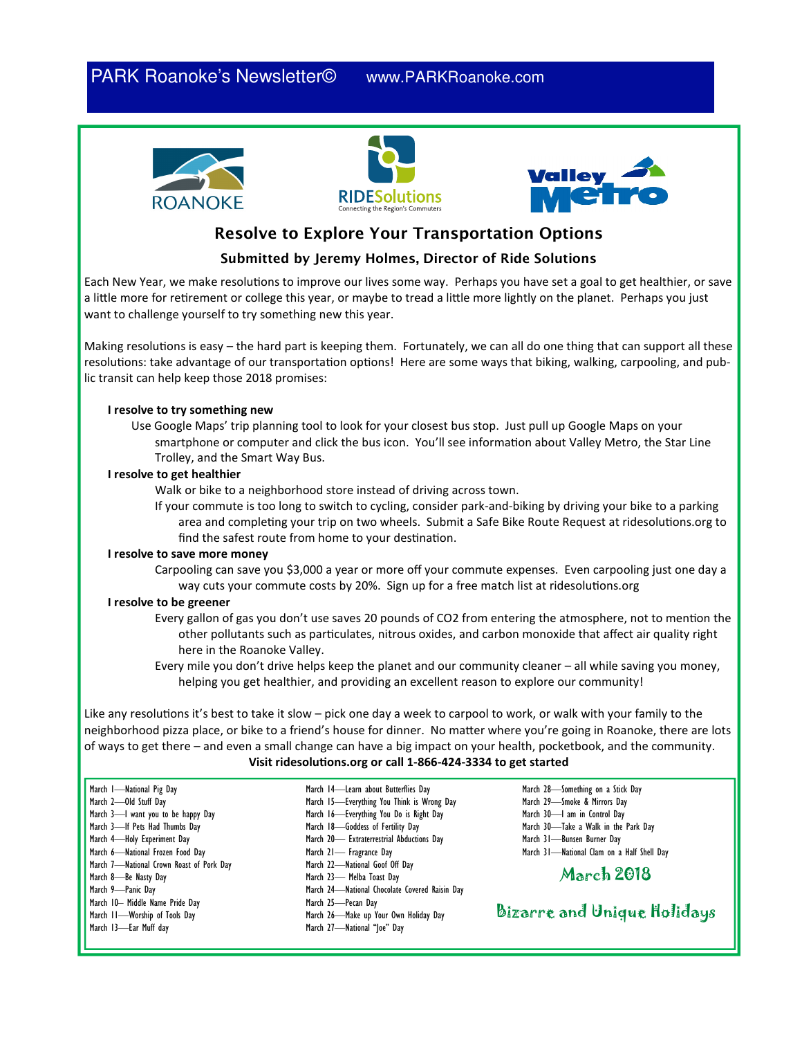PARK Roanoke's Newsletter© www.PARKRoanoke.com

## Resolve to Explore Your Transportation Options

### Submitted by Jeremy Holmes, Director of Ride Solutions

Each New Year, we make resolutions to improve our lives some way. Perhaps you have set a goal to get healthier, or save a little more for retirement or college this year, or maybe to tread a little more lightly on the planet. Perhaps you just want to challenge yourself to try something new this year.

Making resolutions is easy – the hard part is keeping them. Fortunately, we can all do one thing that can support all these resolutions: take advantage of our transportation options! Here are some ways that biking, walking, carpooling, and public transit can help keep those 2018 promises:

**I resolve to try something new**

Use Google Maps' trip planning tool to look for your closest bus stop. Just pull up Google Maps on your smartphone or computer and click the bus icon. You'll see information about Valley Metro, the Star Line Trolley, and the Smart Way Bus.

**I resolve to get healthier**

Walk or bike to a neighborhood store instead of driving across town.

If your commute is too long to switch to cycling, consider park-and-biking by driving your bike to a parking area and completing your trip on two wheels. Submit a Safe Bike Route Request at ridesolutions.org to find the safest route from home to your destination.

**I resolve to save more money**

Carpooling can save you $3,000 a year or more off your commute expenses. Even carpooling just one day a way cuts your commute costs by 20%. Sign up for a free match list at ridesolutions.org

**I resolve to be greener**

Every gallon of gas you don't use saves 20 pounds of $CO_2$ from entering the atmosphere, not to mention the other pollutants such as particulates, nitrous oxides, and carbon monoxide that affect air quality right here in the Roanoke Valley.

Every mile you don't drive helps keep the planet and our community cleaner – all while saving you money, helping you get healthier, and providing an excellent reason to explore our community!

Like any resolutions it's best to take it slow – pick one day a week to carpool to work, or walk with your family to the neighborhood pizza place, or bike to a friend's house for dinner. No matter where you're going in Roanoke, there are lots of ways to get there – and even a small change can have a big impact on your health, pocketbook, and the community.

**Visit ridesolutions.org or call 1-866-424-3334 to get started**

## March 2018

## Bizarre and Unique Holidays

March 1—National Pig Day
March 2—Old Stuff Day
March 3—I want you to be happy Day
March 3—If Pets Had Thumbs Day
March 4—Holy Experiment Day
March 6—National Frozen Food Day
March 7—National Crown Roast of Pork Day
March 8—Be Nasty Day
March 9—Panic Day
March 10– Middle Name Pride Day
March 11—Worship of Tools Day
March 13—Ear Muff day
March 14—Learn about Butterflies Day
March 15—Everything You Think is Wrong Day
March 16—Everything You Do is Right Day
March 18—Goddess of Fertility Day
March 20— Extraterrestrial Abductions Day
March 21— Fragrance Day
March 22—National Goof Off Day
March 23— Melba Toast Day
March 24—National Chocolate Covered Raisin Day
March 25—Pecan Day
March 26—Make up Your Own Holiday Day
March 27—National "Joe" Day
March 28—Something on a Stick Day
March 29—Smoke & Mirrors Day
March 30—I am in Control Day
March 30—Take a Walk in the Park Day
March 31—Bunsen Burner Day
March 31—National Clam on a Half Shell Day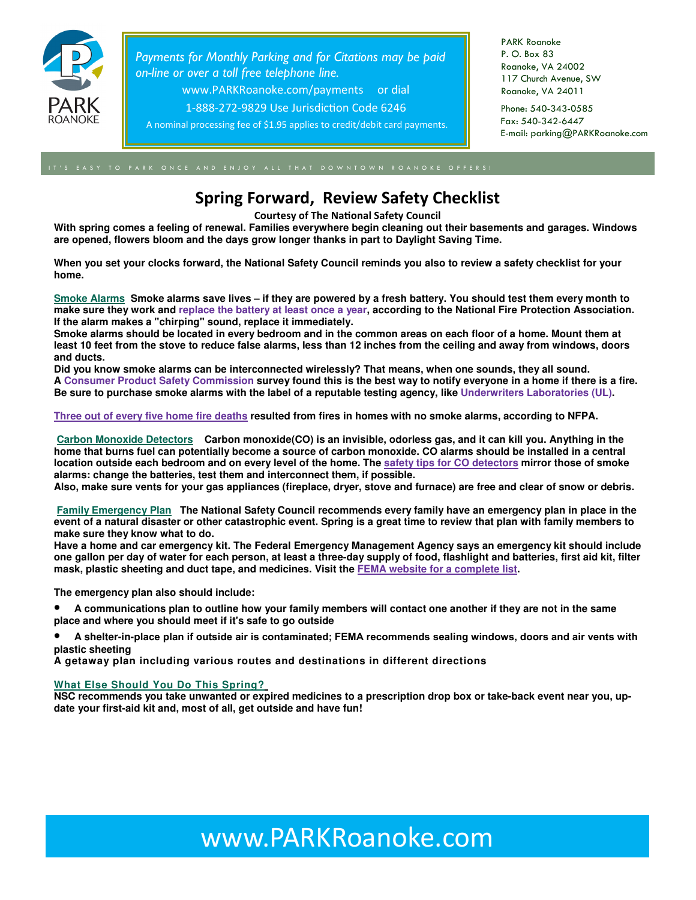PARK ROANOKE

Payments for Monthly Parking and for Citations may be paid on-line or over a toll free telephone line.

www.PARKRoanoke.com/payments or dial

1-888-272-9829 Use Jurisdiction Code 6246

A nominal processing fee of $1.95 applies to credit/debit card payments.

PARK Roanoke
P. O. Box 83
Roanoke, VA 24002
117 Church Avenue, SW
Roanoke, VA 24011

Phone: 540-343-0585
Fax: 540-342-6447
E-mail: parking@PARKRoanoke.com

IT'S EASY TO PARK ONCE AND ENJOY ALL THAT DOWNTOWN ROANOKE OFFERS!

# Spring Forward, Review Safety Checklist

**Courtesy of The National Safety Council**

**With spring comes a feeling of renewal. Families everywhere begin cleaning out their basements and garages. Windows are opened, flowers bloom and the days grow longer thanks in part to Daylight Saving Time.**

**When you set your clocks forward, the National Safety Council reminds you also to review a safety checklist for your home.**

**Smoke Alarms** **Smoke alarms save lives – if they are powered by a fresh battery. You should test them every month to make sure they work and replace the battery at least once a year, according to the National Fire Protection Association. If the alarm makes a "chirping" sound, replace it immediately.**
**Smoke alarms should be located in every bedroom and in the common areas on each floor of a home. Mount them at least 10 feet from the stove to reduce false alarms, less than 12 inches from the ceiling and away from windows, doors and ducts.**
**Did you know smoke alarms can be interconnected wirelessly? That means, when one sounds, they all sound. A Consumer Product Safety Commission survey found this is the best way to notify everyone in a home if there is a fire. Be sure to purchase smoke alarms with the label of a reputable testing agency, like Underwriters Laboratories (UL).**

**Three out of every five home fire deaths resulted from fires in homes with no smoke alarms, according to NFPA.**

**Carbon Monoxide Detectors** **Carbon monoxide(CO) is an invisible, odorless gas, and it can kill you. Anything in the home that burns fuel can potentially become a source of carbon monoxide. CO alarms should be installed in a central location outside each bedroom and on every level of the home. The safety tips for CO detectors mirror those of smoke alarms: change the batteries, test them and interconnect them, if possible.**
**Also, make sure vents for your gas appliances (fireplace, dryer, stove and furnace) are free and clear of snow or debris.**

**Family Emergency Plan** **The National Safety Council recommends every family have an emergency plan in place in the event of a natural disaster or other catastrophic event. Spring is a great time to review that plan with family members to make sure they know what to do.**
**Have a home and car emergency kit. The Federal Emergency Management Agency says an emergency kit should include one gallon per day of water for each person, at least a three-day supply of food, flashlight and batteries, first aid kit, filter mask, plastic sheeting and duct tape, and medicines. Visit the FEMA website for a complete list.**

**The emergency plan also should include:**

- **A communications plan to outline how your family members will contact one another if they are not in the same place and where you should meet if it's safe to go outside**
- **A shelter-in-place plan if outside air is contaminated; FEMA recommends sealing windows, doors and air vents with plastic sheeting**

**A getaway plan including various routes and destinations in different directions**

**What Else Should You Do This Spring?**
**NSC recommends you take unwanted or expired medicines to a prescription drop box or take-back event near you, update your first-aid kit and, most of all, get outside and have fun!**

www.PARKRoanoke.com